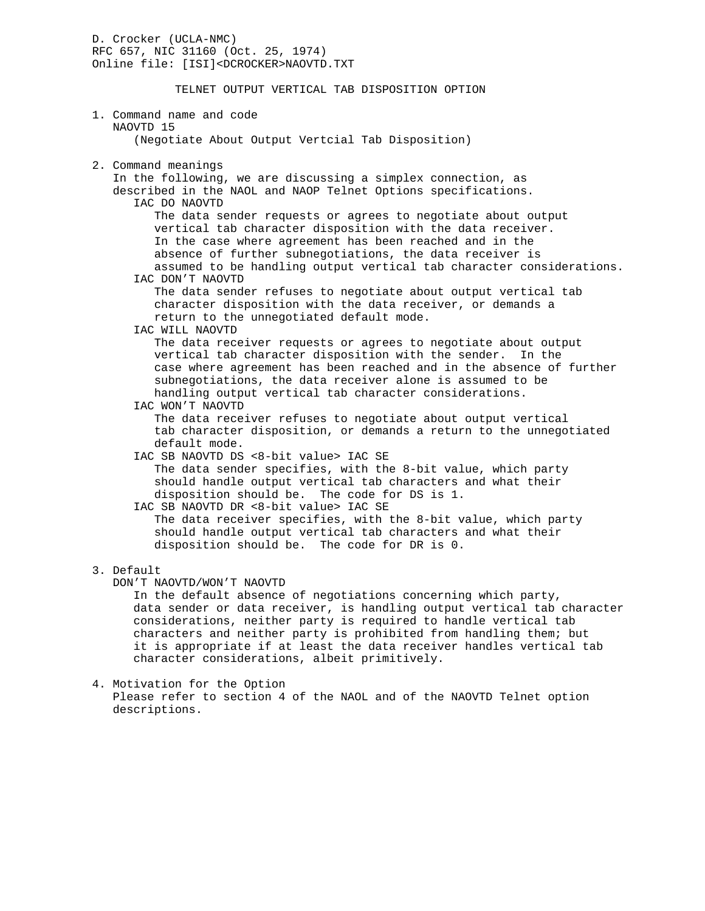D. Crocker (UCLA-NMC)
RFC 657, NIC 31160 (Oct. 25, 1974)
Online file: [ISI]<DCROCKER>NAOVTD.TXT

# TELNET OUTPUT VERTICAL TAB DISPOSITION OPTION

1. Command name and code

   NAOVTD 15

   (Negotiate About Output Vertcial Tab Disposition)

2. Command meanings

   In the following, we are discussing a simplex connection, as described in the NAOL and NAOP Telnet Options specifications.

   IAC DO NAOVTD

   The data sender requests or agrees to negotiate about output vertical tab character disposition with the data receiver. In the case where agreement has been reached and in the absence of further subnegotiations, the data receiver is assumed to be handling output vertical tab character considerations.

   IAC DON'T NAOVTD

   The data sender refuses to negotiate about output vertical tab character disposition with the data receiver, or demands a return to the unnegotiated default mode.

   IAC WILL NAOVTD

   The data receiver requests or agrees to negotiate about output vertical tab character disposition with the sender. In the case where agreement has been reached and in the absence of further subnegotiations, the data receiver alone is assumed to be handling output vertical tab character considerations.

   IAC WON'T NAOVTD

   The data receiver refuses to negotiate about output vertical tab character disposition, or demands a return to the unnegotiated default mode.

   IAC SB NAOVTD DS <8-bit value> IAC SE

   The data sender specifies, with the 8-bit value, which party should handle output vertical tab characters and what their disposition should be. The code for DS is 1.

   IAC SB NAOVTD DR <8-bit value> IAC SE

   The data receiver specifies, with the 8-bit value, which party should handle output vertical tab characters and what their disposition should be. The code for DR is 0.

3. Default

   DON'T NAOVTD/WON'T NAOVTD

   In the default absence of negotiations concerning which party, data sender or data receiver, is handling output vertical tab character considerations, neither party is required to handle vertical tab characters and neither party is prohibited from handling them; but it is appropriate if at least the data receiver handles vertical tab character considerations, albeit primitively.

4. Motivation for the Option

   Please refer to section 4 of the NAOL and of the NAOVTD Telnet option descriptions.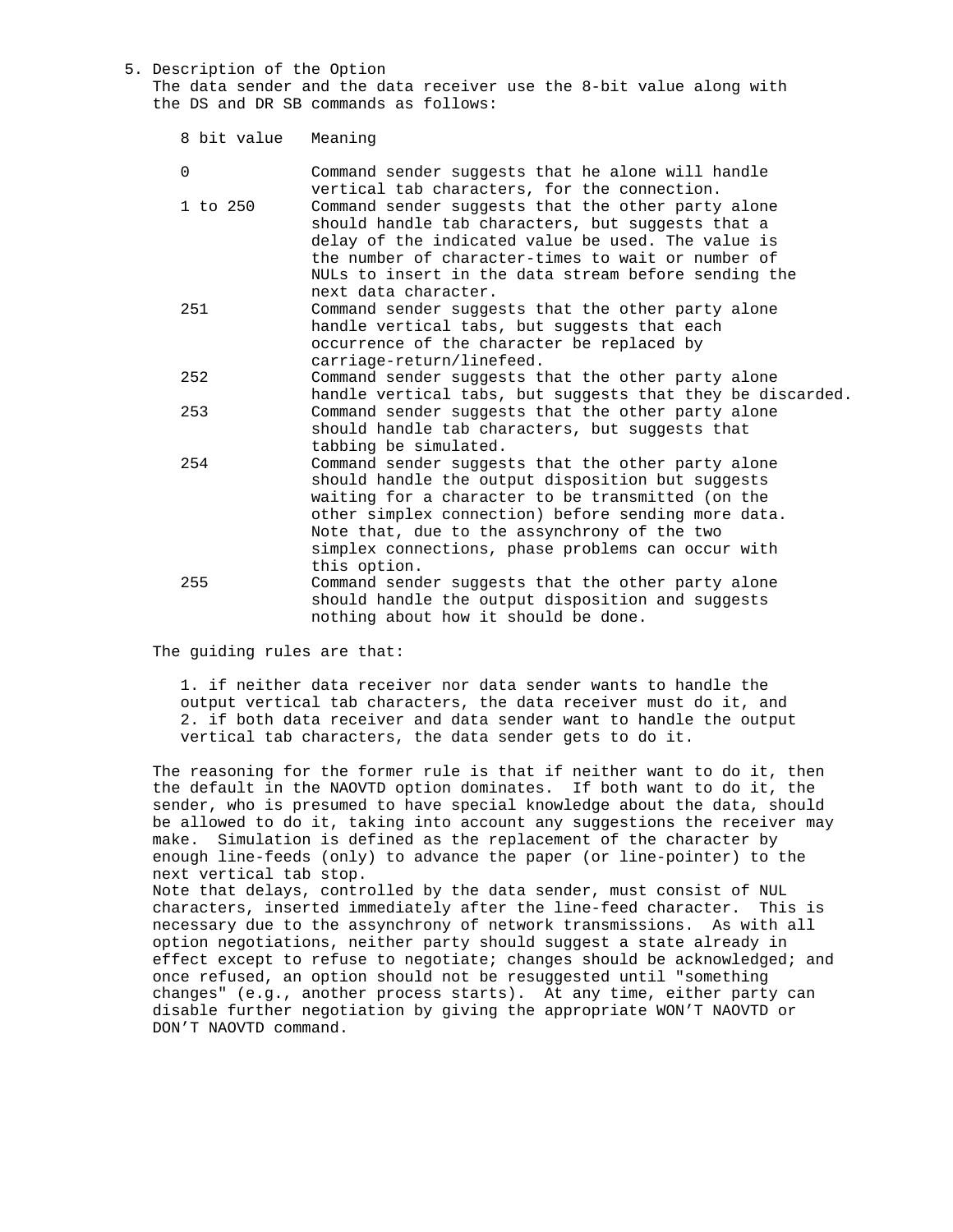5. Description of the Option

The data sender and the data receiver use the 8-bit value along with the DS and DR SB commands as follows:

| 8 bit value | Meaning |
|---|---|
| 0 | Command sender suggests that he alone will handle vertical tab characters, for the connection. |
| 1 to 250 | Command sender suggests that the other party alone should handle tab characters, but suggests that a delay of the indicated value be used. The value is the number of character-times to wait or number of NULs to insert in the data stream before sending the next data character. |
| 251 | Command sender suggests that the other party alone handle vertical tabs, but suggests that each occurrence of the character be replaced by carriage-return/linefeed. |
| 252 | Command sender suggests that the other party alone handle vertical tabs, but suggests that they be discarded. |
| 253 | Command sender suggests that the other party alone should handle tab characters, but suggests that tabbing be simulated. |
| 254 | Command sender suggests that the other party alone should handle the output disposition but suggests waiting for a character to be transmitted (on the other simplex connection) before sending more data. Note that, due to the assynchrony of the two simplex connections, phase problems can occur with this option. |
| 255 | Command sender suggests that the other party alone should handle the output disposition and suggests nothing about how it should be done. |

The guiding rules are that:

1. if neither data receiver nor data sender wants to handle the output vertical tab characters, the data receiver must do it, and
2. if both data receiver and data sender want to handle the output vertical tab characters, the data sender gets to do it.

The reasoning for the former rule is that if neither want to do it, then the default in the NAOVTD option dominates. If both want to do it, the sender, who is presumed to have special knowledge about the data, should be allowed to do it, taking into account any suggestions the receiver may make. Simulation is defined as the replacement of the character by enough line-feeds (only) to advance the paper (or line-pointer) to the next vertical tab stop.

Note that delays, controlled by the data sender, must consist of NUL characters, inserted immediately after the line-feed character. This is necessary due to the assynchrony of network transmissions. As with all option negotiations, neither party should suggest a state already in effect except to refuse to negotiate; changes should be acknowledged; and once refused, an option should not be resuggested until "something changes" (e.g., another process starts). At any time, either party can disable further negotiation by giving the appropriate WON'T NAOVTD or DON'T NAOVTD command.